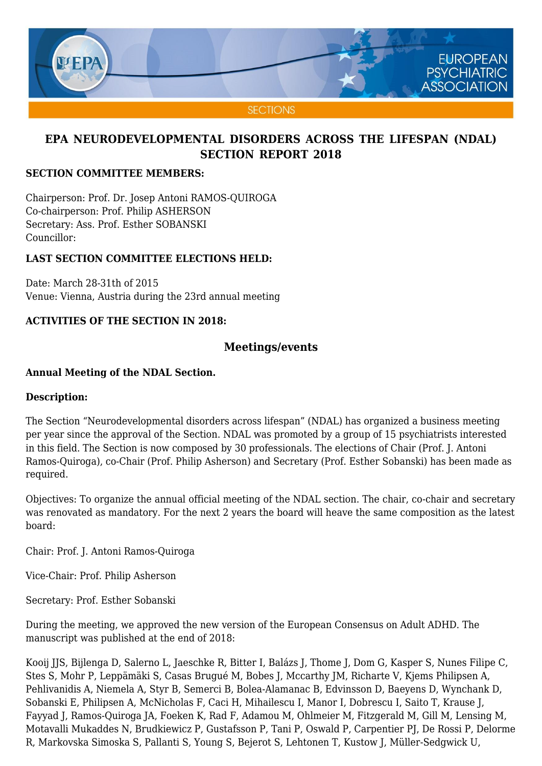# EPA NEURODEVELOPMENTAL DISORDERS ACROSS THE LIFESPAN (NDAL) SECTION REPORT 2018

**SECTION COMMITTEE MEMBERS:**

Chairperson: Prof. Dr. Josep Antoni RAMOS-QUIROGA
Co-chairperson: Prof. Philip ASHERSON
Secretary: Ass. Prof. Esther SOBANSKI
Councillor:

**LAST SECTION COMMITTEE ELECTIONS HELD:**

Date: March 28-31th of 2015
Venue: Vienna, Austria during the 23rd annual meeting

**ACTIVITIES OF THE SECTION IN 2018:**

## Meetings/events

**Annual Meeting of the NDAL Section.**

**Description:**

The Section "Neurodevelopmental disorders across lifespan" (NDAL) has organized a business meeting per year since the approval of the Section. NDAL was promoted by a group of 15 psychiatrists interested in this field. The Section is now composed by 30 professionals. The elections of Chair (Prof. J. Antoni Ramos-Quiroga), co-Chair (Prof. Philip Asherson) and Secretary (Prof. Esther Sobanski) has been made as required.

Objectives: To organize the annual official meeting of the NDAL section. The chair, co-chair and secretary was renovated as mandatory. For the next 2 years the board will heave the same composition as the latest board:

Chair: Prof. J. Antoni Ramos-Quiroga

Vice-Chair: Prof. Philip Asherson

Secretary: Prof. Esther Sobanski

During the meeting, we approved the new version of the European Consensus on Adult ADHD. The manuscript was published at the end of 2018:

Kooij JJS, Bijlenga D, Salerno L, Jaeschke R, Bitter I, Balázs J, Thome J, Dom G, Kasper S, Nunes Filipe C, Stes S, Mohr P, Leppämäki S, Casas Brugué M, Bobes J, Mccarthy JM, Richarte V, Kjems Philipsen A, Pehlivanidis A, Niemela A, Styr B, Semerci B, Bolea-Alamanac B, Edvinsson D, Baeyens D, Wynchank D, Sobanski E, Philipsen A, McNicholas F, Caci H, Mihailescu I, Manor I, Dobrescu I, Saito T, Krause J, Fayyad J, Ramos-Quiroga JA, Foeken K, Rad F, Adamou M, Ohlmeier M, Fitzgerald M, Gill M, Lensing M, Motavalli Mukaddes N, Brudkiewicz P, Gustafsson P, Tani P, Oswald P, Carpentier PJ, De Rossi P, Delorme R, Markovska Simoska S, Pallanti S, Young S, Bejerot S, Lehtonen T, Kustow J, Müller-Sedgwick U,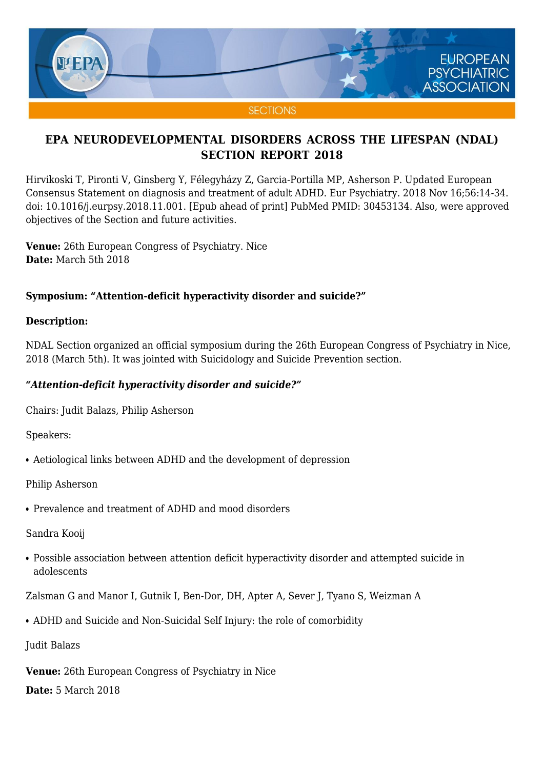# EPA NEURODEVELOPMENTAL DISORDERS ACROSS THE LIFESPAN (NDAL) SECTION REPORT 2018

Hirvikoski T, Pironti V, Ginsberg Y, Félegyházy Z, Garcia-Portilla MP, Asherson P. Updated European Consensus Statement on diagnosis and treatment of adult ADHD. Eur Psychiatry. 2018 Nov 16;56:14-34. doi: 10.1016/j.eurpsy.2018.11.001. [Epub ahead of print] PubMed PMID: 30453134. Also, were approved objectives of the Section and future activities.

**Venue:** 26th European Congress of Psychiatry. Nice
**Date:** March 5th 2018

**Symposium: "Attention-deficit hyperactivity disorder and suicide?"**

**Description:**

NDAL Section organized an official symposium during the 26th European Congress of Psychiatry in Nice, 2018 (March 5th). It was jointed with Suicidology and Suicide Prevention section.

***"Attention-deficit hyperactivity disorder and suicide?"***

Chairs: Judit Balazs, Philip Asherson

Speakers:

- Aetiological links between ADHD and the development of depression

Philip Asherson

- Prevalence and treatment of ADHD and mood disorders

Sandra Kooij

- Possible association between attention deficit hyperactivity disorder and attempted suicide in adolescents

Zalsman G and Manor I, Gutnik I, Ben-Dor, DH, Apter A, Sever J, Tyano S, Weizman A

- ADHD and Suicide and Non-Suicidal Self Injury: the role of comorbidity

Judit Balazs

**Venue:** 26th European Congress of Psychiatry in Nice

**Date:** 5 March 2018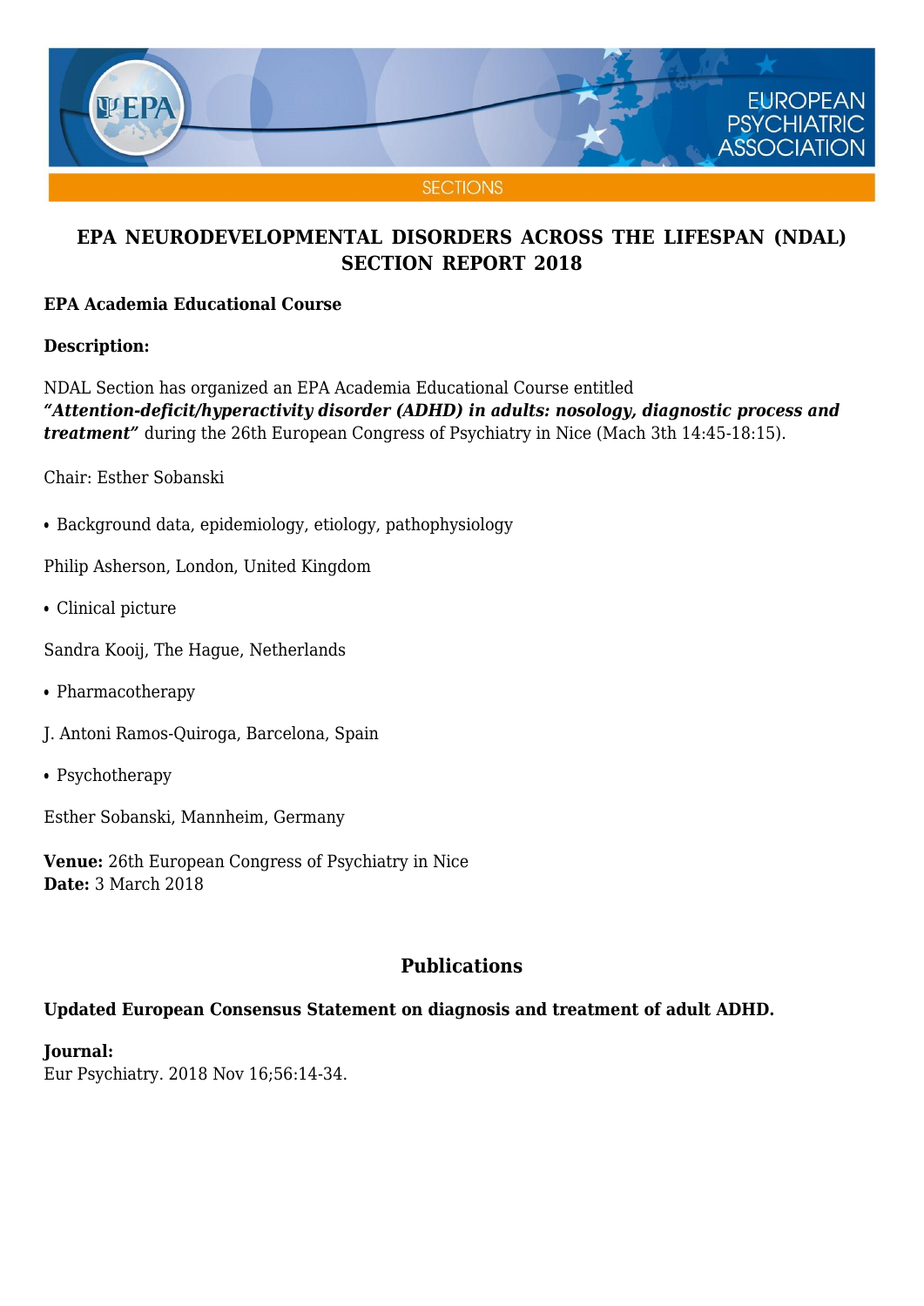# EPA NEURODEVELOPMENTAL DISORDERS ACROSS THE LIFESPAN (NDAL) SECTION REPORT 2018

**EPA Academia Educational Course**

**Description:**

NDAL Section has organized an EPA Academia Educational Course entitled ***"Attention-deficit/hyperactivity disorder (ADHD) in adults: nosology, diagnostic process and treatment"*** during the 26th European Congress of Psychiatry in Nice (Mach 3th 14:45-18:15).

Chair: Esther Sobanski

- Background data, epidemiology, etiology, pathophysiology

Philip Asherson, London, United Kingdom

- Clinical picture

Sandra Kooij, The Hague, Netherlands

- Pharmacotherapy

J. Antoni Ramos-Quiroga, Barcelona, Spain

- Psychotherapy

Esther Sobanski, Mannheim, Germany

**Venue:** 26th European Congress of Psychiatry in Nice
**Date:** 3 March 2018

## Publications

**Updated European Consensus Statement on diagnosis and treatment of adult ADHD.**

**Journal:**
Eur Psychiatry. 2018 Nov 16;56:14-34.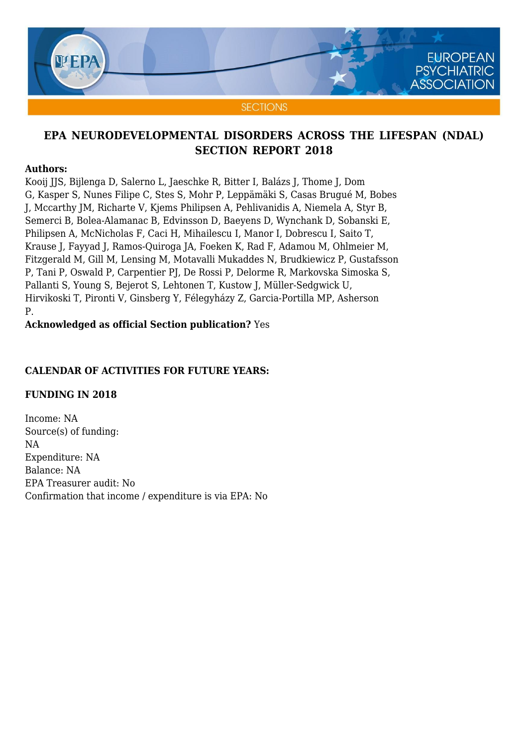# EPA NEURODEVELOPMENTAL DISORDERS ACROSS THE LIFESPAN (NDAL) SECTION REPORT 2018

**Authors:**
Kooij JJS, Bijlenga D, Salerno L, Jaeschke R, Bitter I, Balázs J, Thome J, Dom G, Kasper S, Nunes Filipe C, Stes S, Mohr P, Leppämäki S, Casas Brugué M, Bobes J, Mccarthy JM, Richarte V, Kjems Philipsen A, Pehlivanidis A, Niemela A, Styr B, Semerci B, Bolea-Alamanac B, Edvinsson D, Baeyens D, Wynchank D, Sobanski E, Philipsen A, McNicholas F, Caci H, Mihailescu I, Manor I, Dobrescu I, Saito T, Krause J, Fayyad J, Ramos-Quiroga JA, Foeken K, Rad F, Adamou M, Ohlmeier M, Fitzgerald M, Gill M, Lensing M, Motavalli Mukaddes N, Brudkiewicz P, Gustafsson P, Tani P, Oswald P, Carpentier PJ, De Rossi P, Delorme R, Markovska Simoska S, Pallanti S, Young S, Bejerot S, Lehtonen T, Kustow J, Müller-Sedgwick U, Hirvikoski T, Pironti V, Ginsberg Y, Félegyházy Z, Garcia-Portilla MP, Asherson P.

**Acknowledged as official Section publication?** Yes

## CALENDAR OF ACTIVITIES FOR FUTURE YEARS:

## FUNDING IN 2018

Income: NA
Source(s) of funding:
NA
Expenditure: NA
Balance: NA
EPA Treasurer audit: No
Confirmation that income / expenditure is via EPA: No